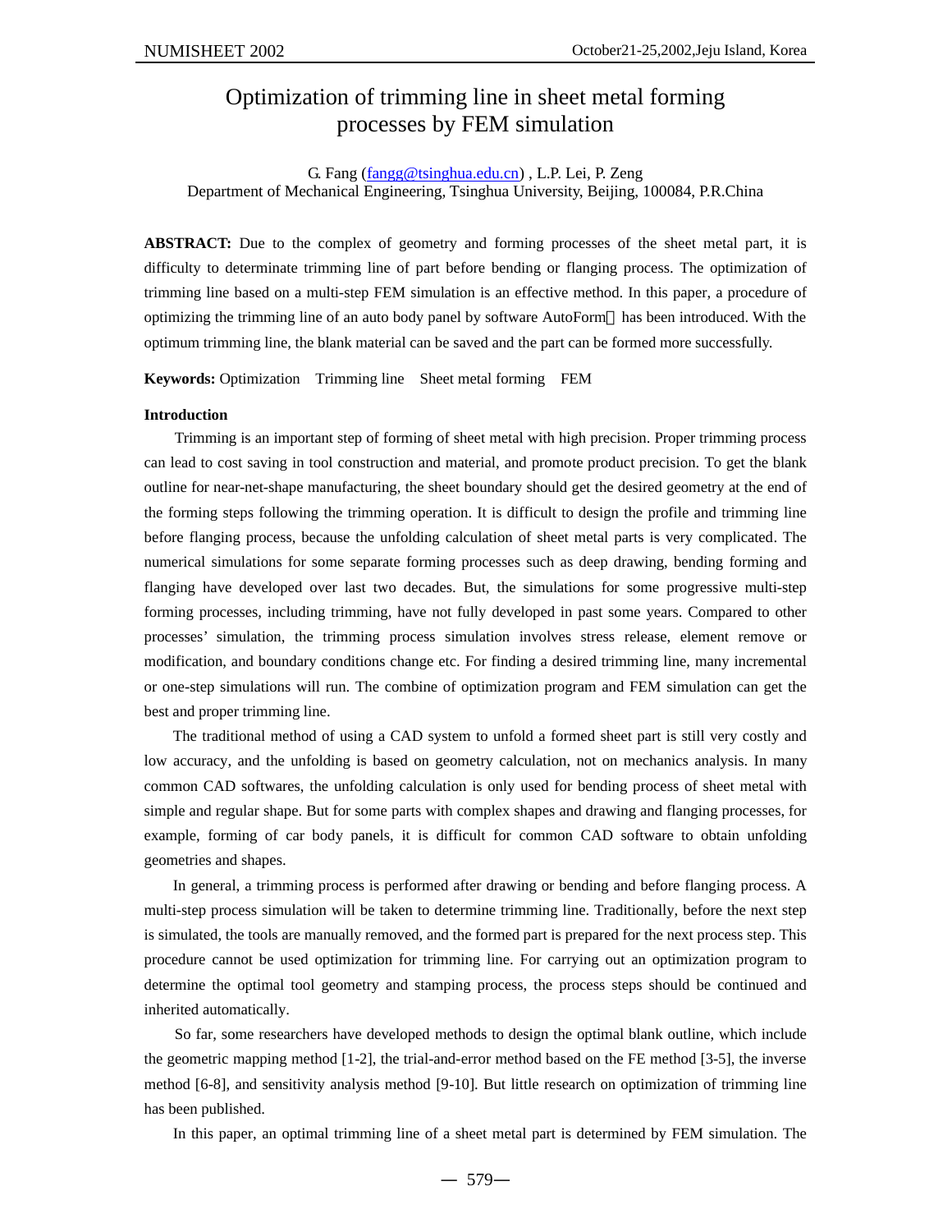# Optimization of trimming line in sheet metal forming processes by FEM simulation

G. Fang (fangg@tsinghua.edu.cn) , L.P. Lei, P. Zeng

Department of Mechanical Engineering, Tsinghua University, Beijing, 100084, P.R.China

**ABSTRACT:** Due to the complex of geometry and forming processes of the sheet metal part, it is difficulty to determinate trimming line of part before bending or flanging process. The optimization of trimming line based on a multi-step FEM simulation is an effective method. In this paper, a procedure of optimizing the trimming line of an auto body panel by software AutoForm has been introduced. With the optimum trimming line, the blank material can be saved and the part can be formed more successfully.

**Keywords:** Optimization Trimming line Sheet metal forming FEM

**Introduction**

Trimming is an important step of forming of sheet metal with high precision. Proper trimming process can lead to cost saving in tool construction and material, and promote product precision. To get the blank outline for near-net-shape manufacturing, the sheet boundary should get the desired geometry at the end of the forming steps following the trimming operation. It is difficult to design the profile and trimming line before flanging process, because the unfolding calculation of sheet metal parts is very complicated. The numerical simulations for some separate forming processes such as deep drawing, bending forming and flanging have developed over last two decades. But, the simulations for some progressive multi-step forming processes, including trimming, have not fully developed in past some years. Compared to other processes' simulation, the trimming process simulation involves stress release, element remove or modification, and boundary conditions change etc. For finding a desired trimming line, many incremental or one-step simulations will run. The combine of optimization program and FEM simulation can get the best and proper trimming line.

The traditional method of using a CAD system to unfold a formed sheet part is still very costly and low accuracy, and the unfolding is based on geometry calculation, not on mechanics analysis. In many common CAD softwares, the unfolding calculation is only used for bending process of sheet metal with simple and regular shape. But for some parts with complex shapes and drawing and flanging processes, for example, forming of car body panels, it is difficult for common CAD software to obtain unfolding geometries and shapes.

In general, a trimming process is performed after drawing or bending and before flanging process. A multi-step process simulation will be taken to determine trimming line. Traditionally, before the next step is simulated, the tools are manually removed, and the formed part is prepared for the next process step. This procedure cannot be used optimization for trimming line. For carrying out an optimization program to determine the optimal tool geometry and stamping process, the process steps should be continued and inherited automatically.

So far, some researchers have developed methods to design the optimal blank outline, which include the geometric mapping method [1-2], the trial-and-error method based on the FE method [3-5], the inverse method [6-8], and sensitivity analysis method [9-10]. But little research on optimization of trimming line has been published.

In this paper, an optimal trimming line of a sheet metal part is determined by FEM simulation. The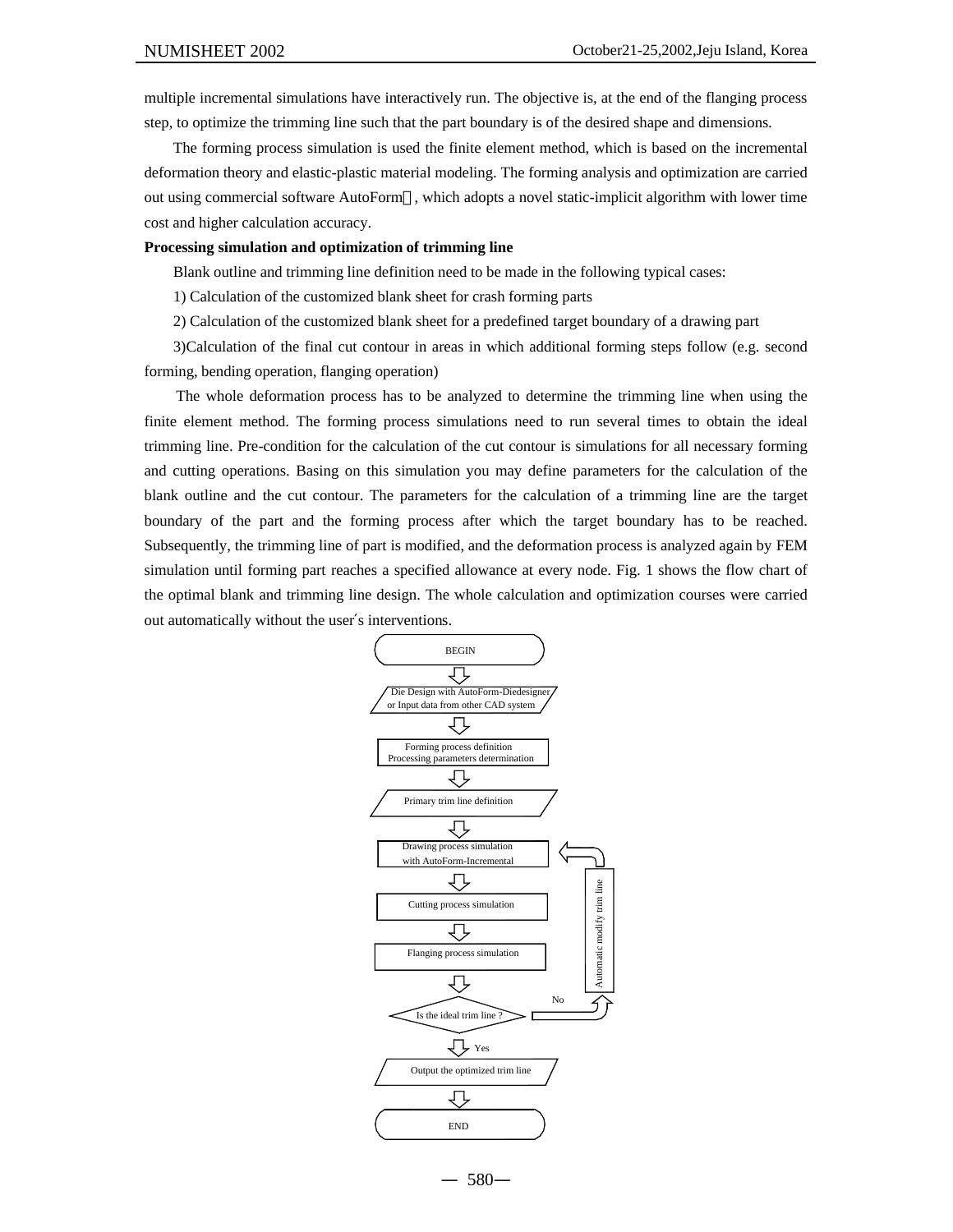multiple incremental simulations have interactively run. The objective is, at the end of the flanging process step, to optimize the trimming line such that the part boundary is of the desired shape and dimensions.

The forming process simulation is used the finite element method, which is based on the incremental deformation theory and elastic-plastic material modeling. The forming analysis and optimization are carried out using commercial software AutoForm, which adopts a novel static-implicit algorithm with lower time cost and higher calculation accuracy.

**Processing simulation and optimization of trimming line**

Blank outline and trimming line definition need to be made in the following typical cases:

1) Calculation of the customized blank sheet for crash forming parts

2) Calculation of the customized blank sheet for a predefined target boundary of a drawing part

3)Calculation of the final cut contour in areas in which additional forming steps follow (e.g. second forming, bending operation, flanging operation)

The whole deformation process has to be analyzed to determine the trimming line when using the finite element method. The forming process simulations need to run several times to obtain the ideal trimming line. Pre-condition for the calculation of the cut contour is simulations for all necessary forming and cutting operations. Basing on this simulation you may define parameters for the calculation of the blank outline and the cut contour. The parameters for the calculation of a trimming line are the target boundary of the part and the forming process after which the target boundary has to be reached. Subsequently, the trimming line of part is modified, and the deformation process is analyzed again by FEM simulation until forming part reaches a specified allowance at every node. Fig. 1 shows the flow chart of the optimal blank and trimming line design. The whole calculation and optimization courses were carried out automatically without the user′s interventions.

BEGIN

Die Design with AutoForm-Diedesigner or Input data from other CAD system

Forming process definition
Processing parameters determination

Primary trim line definition

Drawing process simulation with AutoForm-Incremental

Cutting process simulation

Flanging process simulation

Is the ideal trim line ? — No → Automatic modify trim line (back to Drawing process simulation)

Yes

Output the optimized trim line

END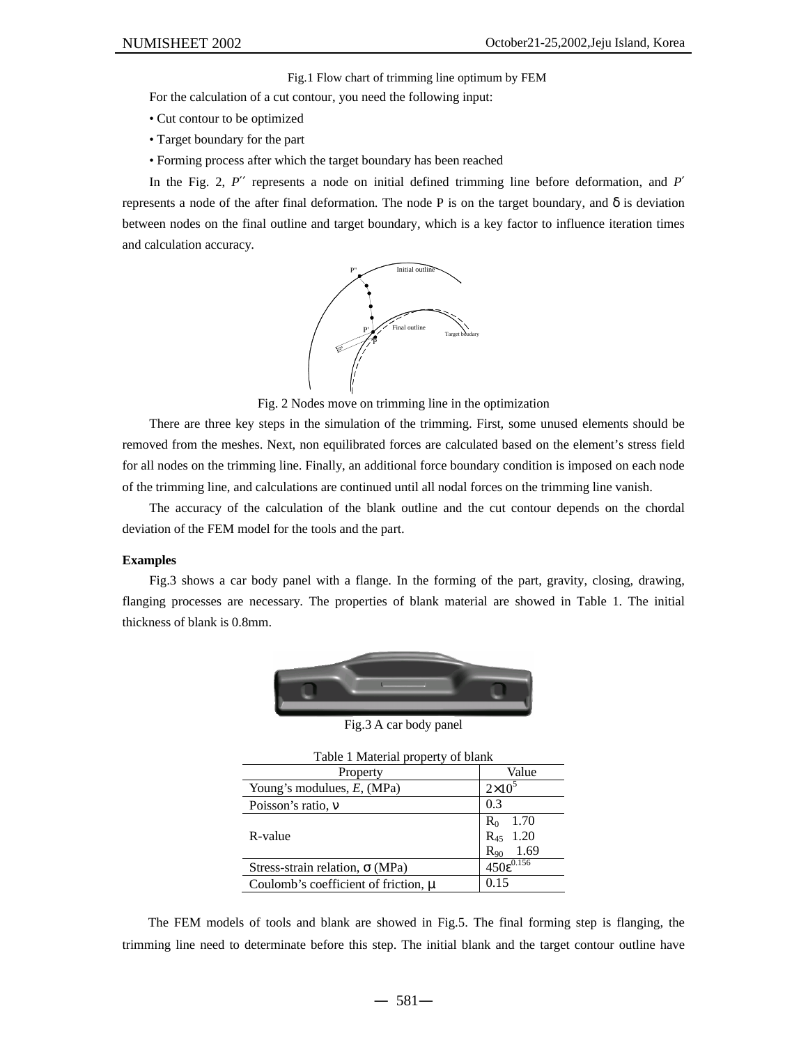Fig.1 Flow chart of trimming line optimum by FEM

For the calculation of a cut contour, you need the following input:

• Cut contour to be optimized

• Target boundary for the part

• Forming process after which the target boundary has been reached

In the Fig. 2, $P''$ represents a node on initial defined trimming line before deformation, and $P'$ represents a node of the after final deformation. The node P is on the target boundary, and δ is deviation between nodes on the final outline and target boundary, which is a key factor to influence iteration times and calculation accuracy.

Fig. 2 Nodes move on trimming line in the optimization

There are three key steps in the simulation of the trimming. First, some unused elements should be removed from the meshes. Next, non equilibrated forces are calculated based on the element's stress field for all nodes on the trimming line. Finally, an additional force boundary condition is imposed on each node of the trimming line, and calculations are continued until all nodal forces on the trimming line vanish.

The accuracy of the calculation of the blank outline and the cut contour depends on the chordal deviation of the FEM model for the tools and the part.

**Examples**

Fig.3 shows a car body panel with a flange. In the forming of the part, gravity, closing, drawing, flanging processes are necessary. The properties of blank material are showed in Table 1. The initial thickness of blank is 0.8mm.

Fig.3 A car body panel

Table 1 Material property of blank

| Property | Value |
|---|---|
| Young's modulues, $E$, (MPa) | $2\times10^5$ |
| Poisson's ratio, $\nu$ | 0.3 |
| R-value | $R_0$ 1.70<br>$R_{45}$ 1.20<br>$R_{90}$ 1.69 |
| Stress-strain relation, $\sigma$ (MPa) | $450\varepsilon^{0.156}$ |
| Coulomb's coefficient of friction, $\mu$ | 0.15 |

The FEM models of tools and blank are showed in Fig.5. The final forming step is flanging, the trimming line need to determinate before this step. The initial blank and the target contour outline have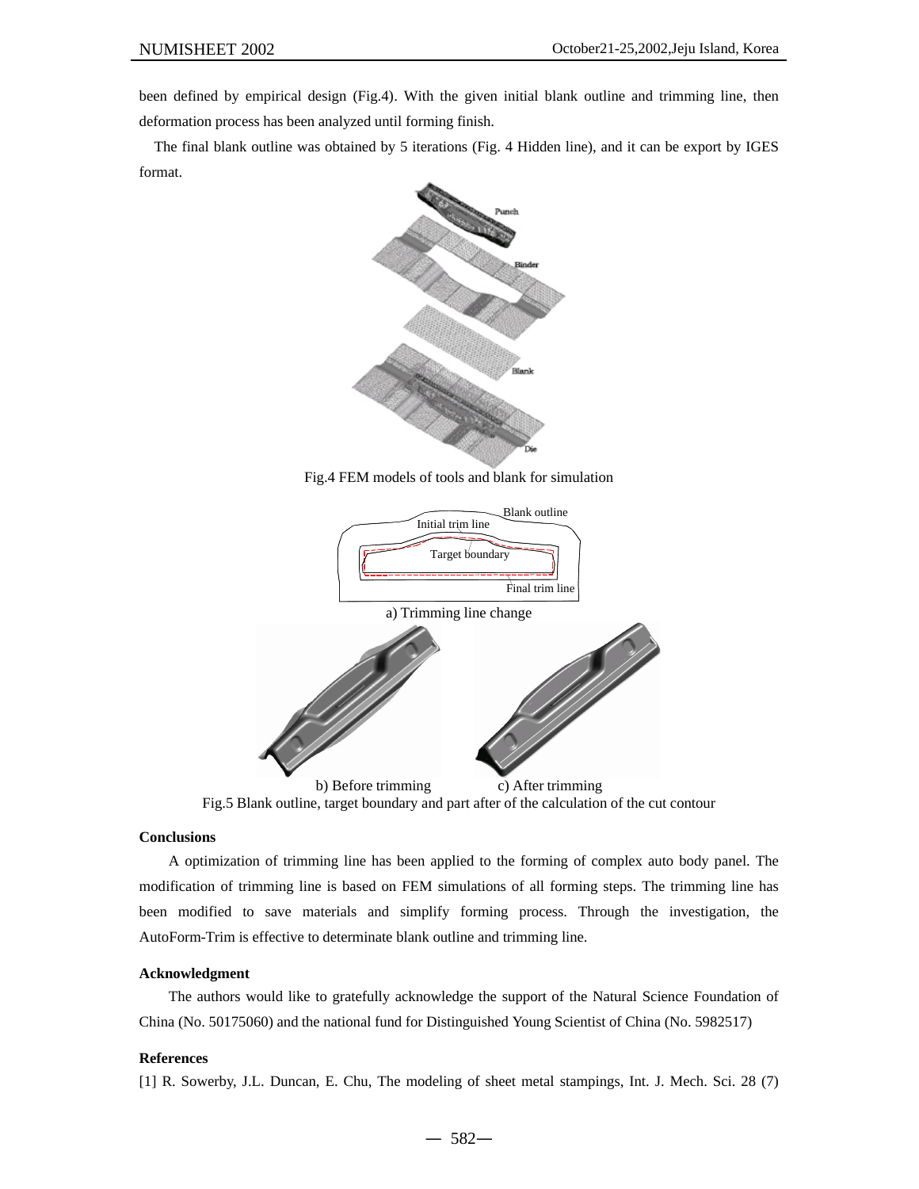been defined by empirical design (Fig.4). With the given initial blank outline and trimming line, then deformation process has been analyzed until forming finish.

The final blank outline was obtained by 5 iterations (Fig. 4 Hidden line), and it can be export by IGES format.

Fig.4 FEM models of tools and blank for simulation

a) Trimming line change

b) Before trimming c) After trimming

Fig.5 Blank outline, target boundary and part after of the calculation of the cut contour

**Conclusions**

A optimization of trimming line has been applied to the forming of complex auto body panel. The modification of trimming line is based on FEM simulations of all forming steps. The trimming line has been modified to save materials and simplify forming process. Through the investigation, the AutoForm-Trim is effective to determinate blank outline and trimming line.

**Acknowledgment**

The authors would like to gratefully acknowledge the support of the Natural Science Foundation of China (No. 50175060) and the national fund for Distinguished Young Scientist of China (No. 5982517)

**References**

[1] R. Sowerby, J.L. Duncan, E. Chu, The modeling of sheet metal stampings, Int. J. Mech. Sci. 28 (7)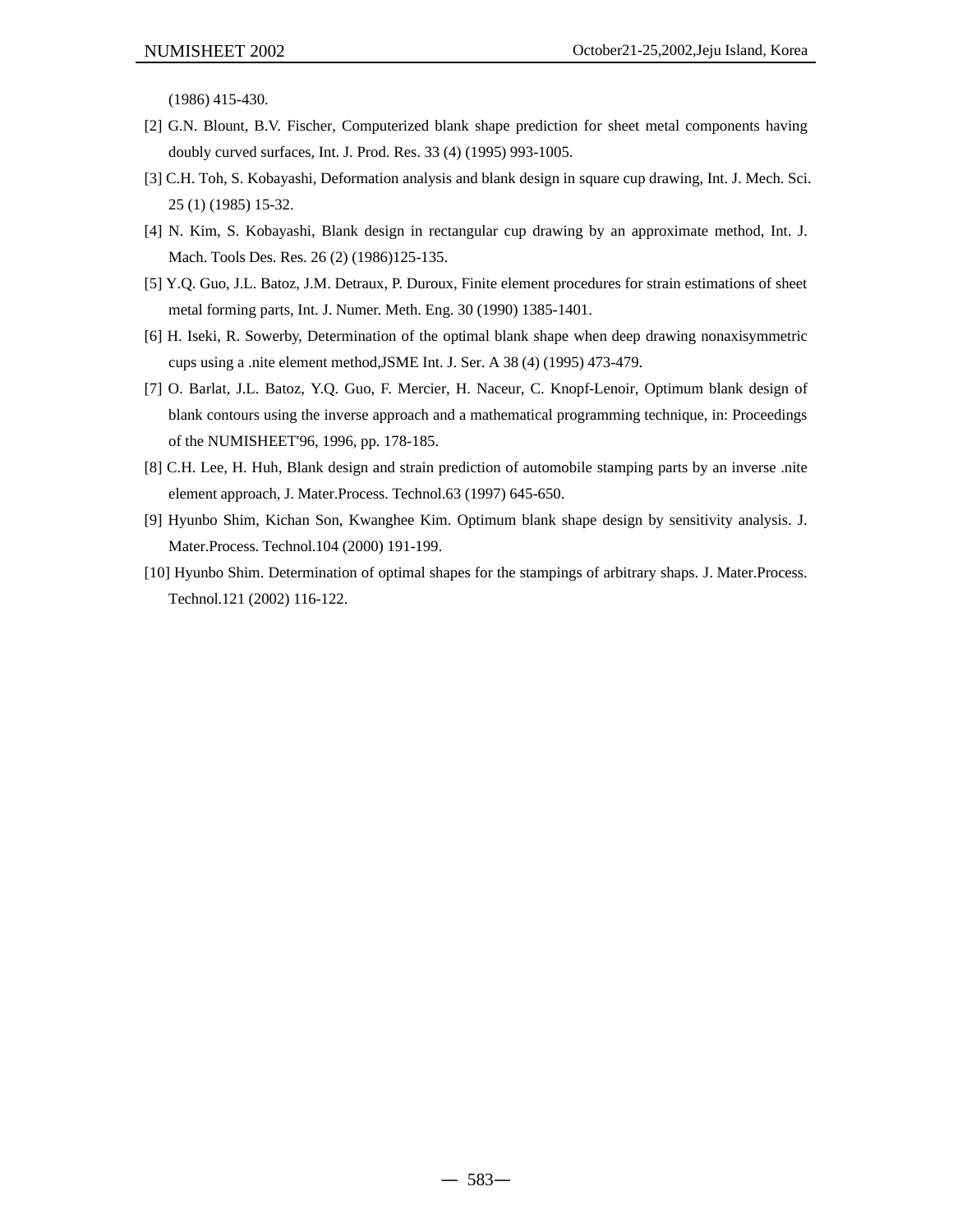(1986) 415-430.

[2] G.N. Blount, B.V. Fischer, Computerized blank shape prediction for sheet metal components having doubly curved surfaces, Int. J. Prod. Res. 33 (4) (1995) 993-1005.

[3] C.H. Toh, S. Kobayashi, Deformation analysis and blank design in square cup drawing, Int. J. Mech. Sci. 25 (1) (1985) 15-32.

[4] N. Kim, S. Kobayashi, Blank design in rectangular cup drawing by an approximate method, Int. J. Mach. Tools Des. Res. 26 (2) (1986)125-135.

[5] Y.Q. Guo, J.L. Batoz, J.M. Detraux, P. Duroux, Finite element procedures for strain estimations of sheet metal forming parts, Int. J. Numer. Meth. Eng. 30 (1990) 1385-1401.

[6] H. Iseki, R. Sowerby, Determination of the optimal blank shape when deep drawing nonaxisymmetric cups using a .nite element method,JSME Int. J. Ser. A 38 (4) (1995) 473-479.

[7] O. Barlat, J.L. Batoz, Y.Q. Guo, F. Mercier, H. Naceur, C. Knopf-Lenoir, Optimum blank design of blank contours using the inverse approach and a mathematical programming technique, in: Proceedings of the NUMISHEET'96, 1996, pp. 178-185.

[8] C.H. Lee, H. Huh, Blank design and strain prediction of automobile stamping parts by an inverse .nite element approach, J. Mater.Process. Technol.63 (1997) 645-650.

[9] Hyunbo Shim, Kichan Son, Kwanghee Kim. Optimum blank shape design by sensitivity analysis. J. Mater.Process. Technol.104 (2000) 191-199.

[10] Hyunbo Shim. Determination of optimal shapes for the stampings of arbitrary shaps. J. Mater.Process. Technol.121 (2002) 116-122.